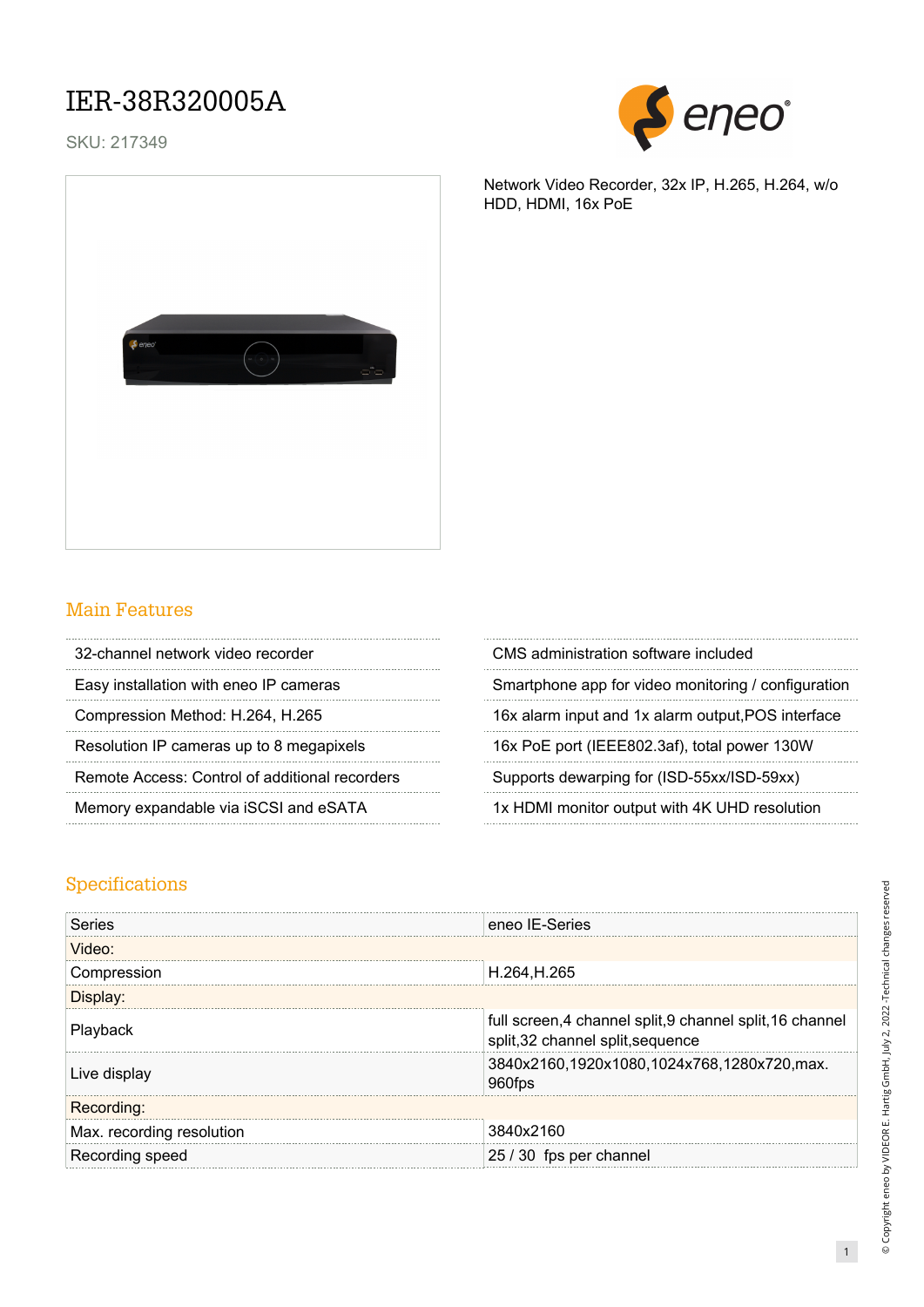# IER-38R320005A

SKU: 217349

Network Video Recorder, 32x IP, H.265, H.264, w/o HDD, HDMI, 16x PoE

## Main Features

- 32-channel network video recorder
- Easy installation with eneo IP cameras
- Compression Method: H.264, H.265
- Resolution IP cameras up to 8 megapixels
- Remote Access: Control of additional recorders
- Memory expandable via iSCSI and eSATA
- CMS administration software included
- Smartphone app for video monitoring / configuration
- 16x alarm input and 1x alarm output,POS interface
- 16x PoE port (IEEE802.3af), total power 130W
- Supports dewarping for (ISD-55xx/ISD-59xx)
- 1x HDMI monitor output with 4K UHD resolution

## Specifications

| | |
|---|---|
| Series | eneo IE-Series |
| **Video:** | |
| Compression | H.264,H.265 |
| **Display:** | |
| Playback | full screen,4 channel split,9 channel split,16 channel split,32 channel split,sequence |
| Live display | 3840x2160,1920x1080,1024x768,1280x720,max. 960fps |
| **Recording:** | |
| Max. recording resolution | 3840x2160 |
| Recording speed | 25 / 30 fps per channel |

© Copyright eneo by VIDEOR E. Hartig GmbH, July 2, 2022 -Technical changes reserved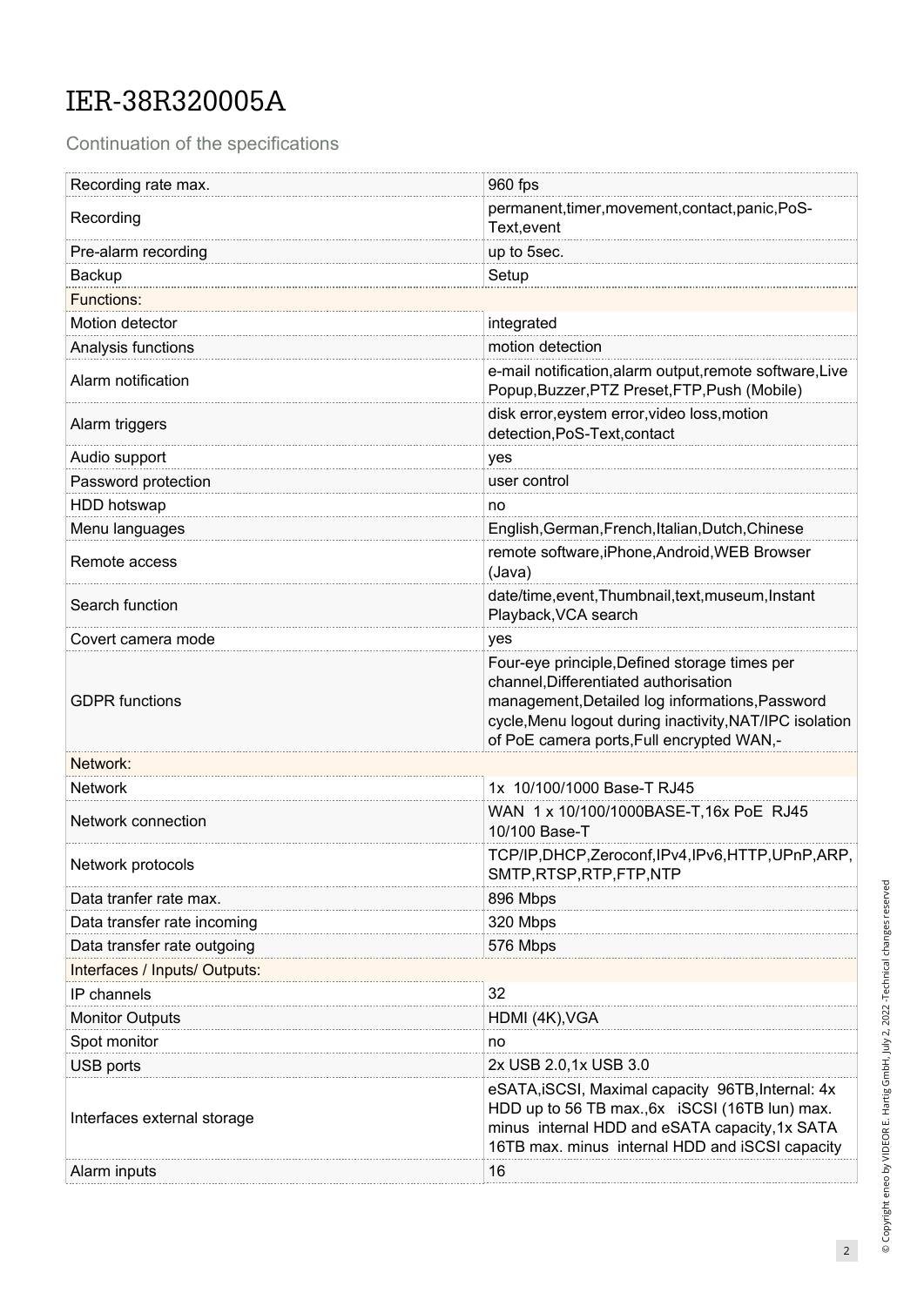// IER-38R320005A

Continuation of the specifications

| | |
|---|---|
| Recording rate max. | 960 fps |
| Recording | permanent,timer,movement,contact,panic,PoS-Text,event |
| Pre-alarm recording | up to 5sec. |
| Backup | Setup |
| Functions: | |
| Motion detector | integrated |
| Analysis functions | motion detection |
| Alarm notification | e-mail notification,alarm output,remote software,Live Popup,Buzzer,PTZ Preset,FTP,Push (Mobile) |
| Alarm triggers | disk error,eystem error,video loss,motion detection,PoS-Text,contact |
| Audio support | yes |
| Password protection | user control |
| HDD hotswap | no |
| Menu languages | English,German,French,Italian,Dutch,Chinese |
| Remote access | remote software,iPhone,Android,WEB Browser (Java) |
| Search function | date/time,event,Thumbnail,text,museum,Instant Playback,VCA search |
| Covert camera mode | yes |
| GDPR functions | Four-eye principle,Defined storage times per channel,Differentiated authorisation management,Detailed log informations,Password cycle,Menu logout during inactivity,NAT/IPC isolation of PoE camera ports,Full encrypted WAN,- |
| Network: | |
| Network | 1x 10/100/1000 Base-T RJ45 |
| Network connection | WAN 1 x 10/100/1000BASE-T,16x PoE RJ45 10/100 Base-T |
| Network protocols | TCP/IP,DHCP,Zeroconf,IPv4,IPv6,HTTP,UPnP,ARP,SMTP,RTSP,RTP,FTP,NTP |
| Data tranfer rate max. | 896 Mbps |
| Data transfer rate incoming | 320 Mbps |
| Data transfer rate outgoing | 576 Mbps |
| Interfaces / Inputs/ Outputs: | |
| IP channels | 32 |
| Monitor Outputs | HDMI (4K),VGA |
| Spot monitor | no |
| USB ports | 2x USB 2.0,1x USB 3.0 |
| Interfaces external storage | eSATA,iSCSI, Maximal capacity 96TB,Internal: 4x HDD up to 56 TB max.,6x iSCSI (16TB lun) max. minus internal HDD and eSATA capacity,1x SATA 16TB max. minus internal HDD and iSCSI capacity |
| Alarm inputs | 16 |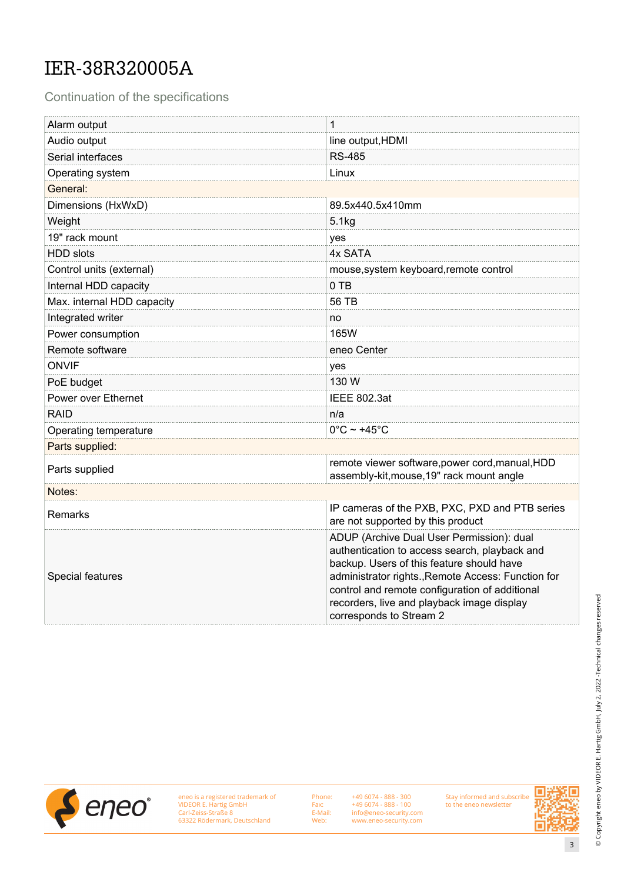# IER-38R320005A

Continuation of the specifications

| | |
|---|---|
| Alarm output | 1 |
| Audio output | line output,HDMI |
| Serial interfaces | RS-485 |
| Operating system | Linux |
| **General:** | |
| Dimensions (HxWxD) | 89.5x440.5x410mm |
| Weight | 5.1kg |
| 19" rack mount | yes |
| HDD slots | 4x SATA |
| Control units (external) | mouse,system keyboard,remote control |
| Internal HDD capacity | 0 TB |
| Max. internal HDD capacity | 56 TB |
| Integrated writer | no |
| Power consumption | 165W |
| Remote software | eneo Center |
| ONVIF | yes |
| PoE budget | 130 W |
| Power over Ethernet | IEEE 802.3at |
| RAID | n/a |
| Operating temperature | 0°C ~ +45°C |
| **Parts supplied:** | |
| Parts supplied | remote viewer software,power cord,manual,HDD assembly-kit,mouse,19" rack mount angle |
| **Notes:** | |
| Remarks | IP cameras of the PXB, PXC, PXD and PTB series are not supported by this product |
| Special features | ADUP (Archive Dual User Permission): dual authentication to access search, playback and backup. Users of this feature should have administrator rights.,Remote Access: Function for control and remote configuration of additional recorders, live and playback image display corresponds to Stream 2 |

eneo is a registered trademark of VIDEOR E. Hartig GmbH
Carl-Zeiss-Straße 8
63322 Rödermark, Deutschland

Phone: +49 6074 - 888 - 300
Fax: +49 6074 - 888 - 100
E-Mail: info@eneo-security.com
Web: www.eneo-security.com

Stay informed and subscribe to the eneo newsletter

© Copyright eneo by VIDEOR E. Hartig GmbH, July 2, 2022 -Technical changes reserved